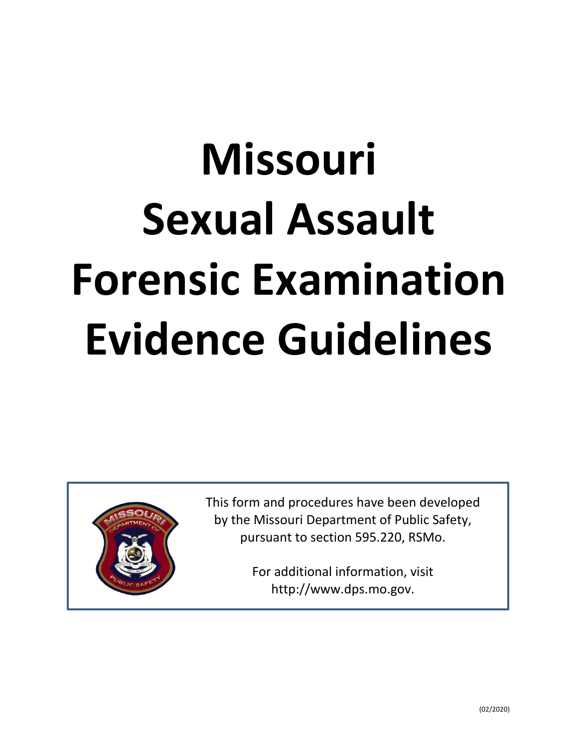# Missouri Sexual Assault Forensic Examination Evidence Guidelines

This form and procedures have been developed by the Missouri Department of Public Safety, pursuant to section 595.220, RSMo.

For additional information, visit http://www.dps.mo.gov.

(02/2020)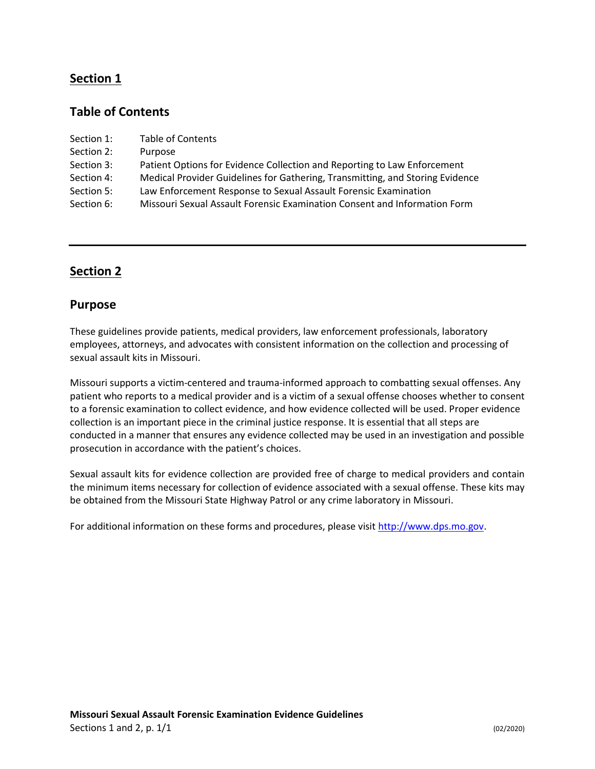## Section 1

### Table of Contents

| | |
|---|---|
| Section 1: | Table of Contents |
| Section 2: | Purpose |
| Section 3: | Patient Options for Evidence Collection and Reporting to Law Enforcement |
| Section 4: | Medical Provider Guidelines for Gathering, Transmitting, and Storing Evidence |
| Section 5: | Law Enforcement Response to Sexual Assault Forensic Examination |
| Section 6: | Missouri Sexual Assault Forensic Examination Consent and Information Form |

---

## Section 2

### Purpose

These guidelines provide patients, medical providers, law enforcement professionals, laboratory employees, attorneys, and advocates with consistent information on the collection and processing of sexual assault kits in Missouri.

Missouri supports a victim-centered and trauma-informed approach to combatting sexual offenses. Any patient who reports to a medical provider and is a victim of a sexual offense chooses whether to consent to a forensic examination to collect evidence, and how evidence collected will be used. Proper evidence collection is an important piece in the criminal justice response. It is essential that all steps are conducted in a manner that ensures any evidence collected may be used in an investigation and possible prosecution in accordance with the patient's choices.

Sexual assault kits for evidence collection are provided free of charge to medical providers and contain the minimum items necessary for collection of evidence associated with a sexual offense. These kits may be obtained from the Missouri State Highway Patrol or any crime laboratory in Missouri.

For additional information on these forms and procedures, please visit [http://www.dps.mo.gov](http://www.dps.mo.gov).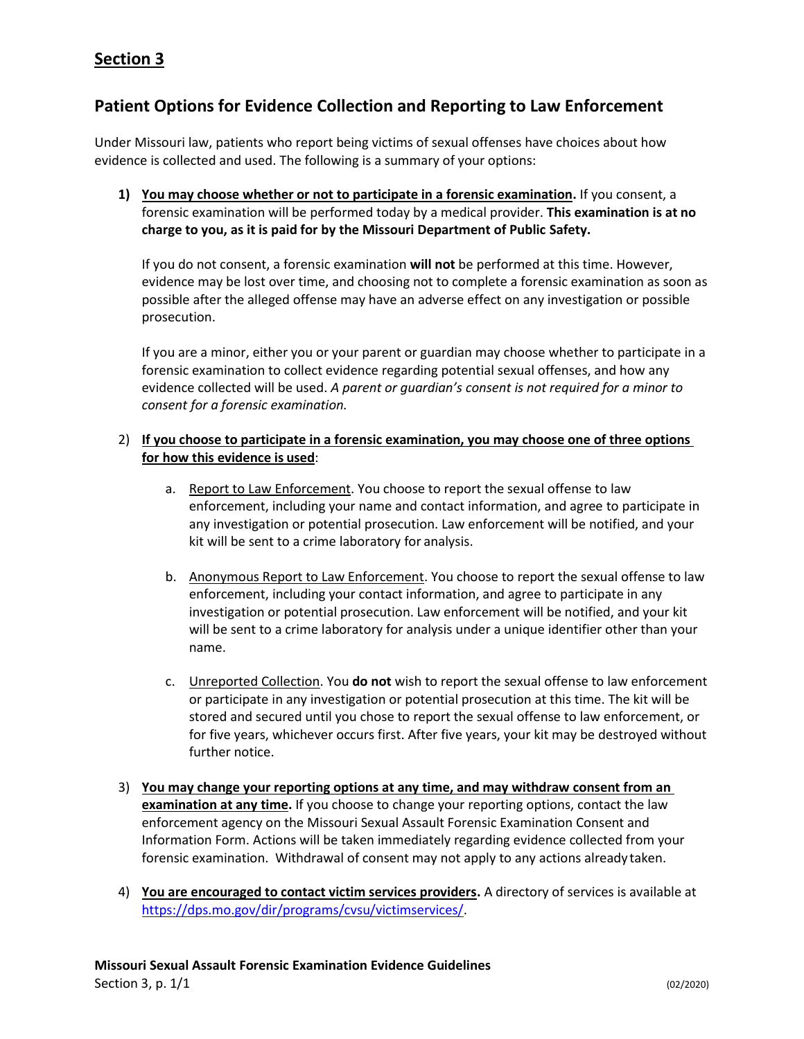## Section 3

## Patient Options for Evidence Collection and Reporting to Law Enforcement

Under Missouri law, patients who report being victims of sexual offenses have choices about how evidence is collected and used. The following is a summary of your options:

1) **You may choose whether or not to participate in a forensic examination.** If you consent, a forensic examination will be performed today by a medical provider. **This examination is at no charge to you, as it is paid for by the Missouri Department of Public Safety.**

   If you do not consent, a forensic examination **will not** be performed at this time. However, evidence may be lost over time, and choosing not to complete a forensic examination as soon as possible after the alleged offense may have an adverse effect on any investigation or possible prosecution.

   If you are a minor, either you or your parent or guardian may choose whether to participate in a forensic examination to collect evidence regarding potential sexual offenses, and how any evidence collected will be used. *A parent or guardian's consent is not required for a minor to consent for a forensic examination.*

2) **If you choose to participate in a forensic examination, you may choose one of three options for how this evidence is used**:

   a. Report to Law Enforcement. You choose to report the sexual offense to law enforcement, including your name and contact information, and agree to participate in any investigation or potential prosecution. Law enforcement will be notified, and your kit will be sent to a crime laboratory for analysis.

   b. Anonymous Report to Law Enforcement. You choose to report the sexual offense to law enforcement, including your contact information, and agree to participate in any investigation or potential prosecution. Law enforcement will be notified, and your kit will be sent to a crime laboratory for analysis under a unique identifier other than your name.

   c. Unreported Collection. You **do not** wish to report the sexual offense to law enforcement or participate in any investigation or potential prosecution at this time. The kit will be stored and secured until you chose to report the sexual offense to law enforcement, or for five years, whichever occurs first. After five years, your kit may be destroyed without further notice.

3) **You may change your reporting options at any time, and may withdraw consent from an examination at any time.** If you choose to change your reporting options, contact the law enforcement agency on the Missouri Sexual Assault Forensic Examination Consent and Information Form. Actions will be taken immediately regarding evidence collected from your forensic examination. Withdrawal of consent may not apply to any actions already taken.

4) **You are encouraged to contact victim services providers.** A directory of services is available at https://dps.mo.gov/dir/programs/cvsu/victimservices/.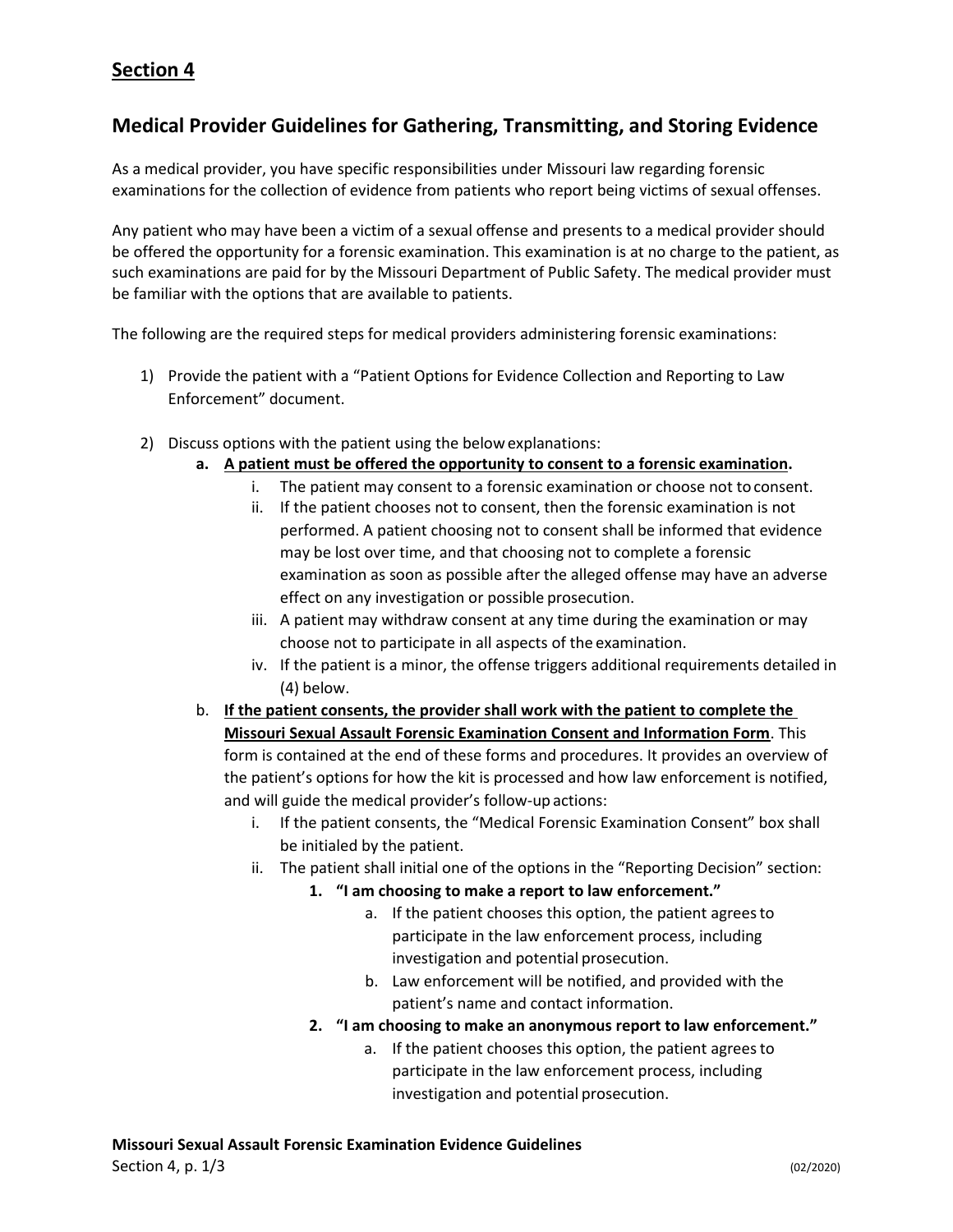## Section 4

## Medical Provider Guidelines for Gathering, Transmitting, and Storing Evidence

As a medical provider, you have specific responsibilities under Missouri law regarding forensic examinations for the collection of evidence from patients who report being victims of sexual offenses.

Any patient who may have been a victim of a sexual offense and presents to a medical provider should be offered the opportunity for a forensic examination. This examination is at no charge to the patient, as such examinations are paid for by the Missouri Department of Public Safety. The medical provider must be familiar with the options that are available to patients.

The following are the required steps for medical providers administering forensic examinations:

1) Provide the patient with a "Patient Options for Evidence Collection and Reporting to Law Enforcement" document.

2) Discuss options with the patient using the below explanations:
   - **a. <u>A patient must be offered the opportunity to consent to a forensic examination</u>.**
     - i. The patient may consent to a forensic examination or choose not to consent.
     - ii. If the patient chooses not to consent, then the forensic examination is not performed. A patient choosing not to consent shall be informed that evidence may be lost over time, and that choosing not to complete a forensic examination as soon as possible after the alleged offense may have an adverse effect on any investigation or possible prosecution.
     - iii. A patient may withdraw consent at any time during the examination or may choose not to participate in all aspects of the examination.
     - iv. If the patient is a minor, the offense triggers additional requirements detailed in (4) below.
   - b. **<u>If the patient consents, the provider shall work with the patient to complete the Missouri Sexual Assault Forensic Examination Consent and Information Form</u>**. This form is contained at the end of these forms and procedures. It provides an overview of the patient's options for how the kit is processed and how law enforcement is notified, and will guide the medical provider's follow-up actions:
     - i. If the patient consents, the "Medical Forensic Examination Consent" box shall be initialed by the patient.
     - ii. The patient shall initial one of the options in the "Reporting Decision" section:
       1. **"I am choosing to make a report to law enforcement."**
          - a. If the patient chooses this option, the patient agrees to participate in the law enforcement process, including investigation and potential prosecution.
          - b. Law enforcement will be notified, and provided with the patient's name and contact information.
       2. **"I am choosing to make an anonymous report to law enforcement."**
          - a. If the patient chooses this option, the patient agrees to participate in the law enforcement process, including investigation and potential prosecution.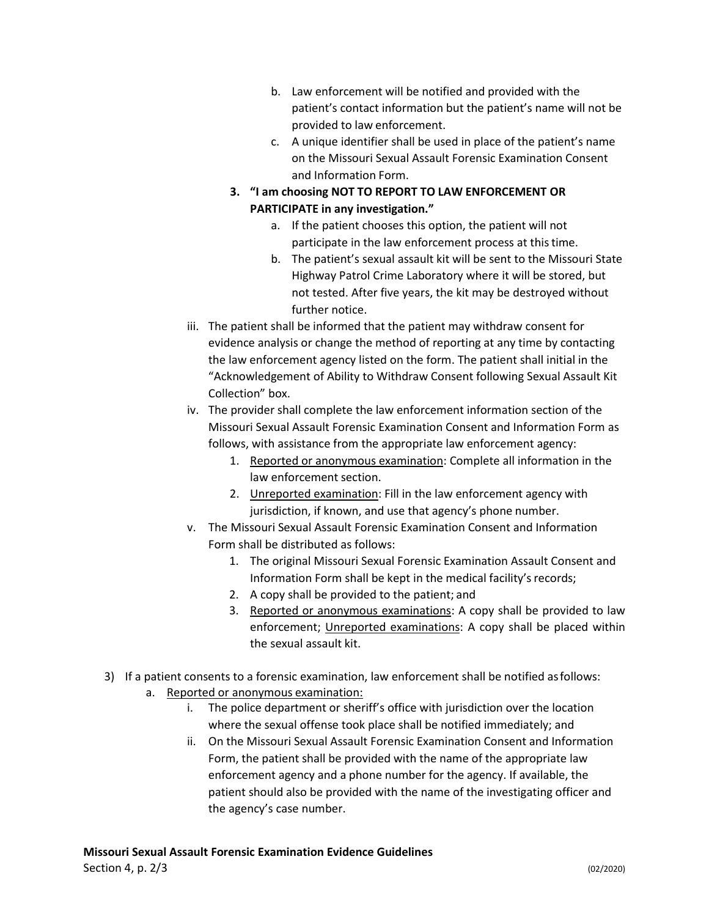b. Law enforcement will be notified and provided with the patient's contact information but the patient's name will not be provided to law enforcement.
c. A unique identifier shall be used in place of the patient's name on the Missouri Sexual Assault Forensic Examination Consent and Information Form.

3. **"I am choosing NOT TO REPORT TO LAW ENFORCEMENT OR PARTICIPATE in any investigation."**
   a. If the patient chooses this option, the patient will not participate in the law enforcement process at this time.
   b. The patient's sexual assault kit will be sent to the Missouri State Highway Patrol Crime Laboratory where it will be stored, but not tested. After five years, the kit may be destroyed without further notice.

iii. The patient shall be informed that the patient may withdraw consent for evidence analysis or change the method of reporting at any time by contacting the law enforcement agency listed on the form. The patient shall initial in the "Acknowledgement of Ability to Withdraw Consent following Sexual Assault Kit Collection" box.

iv. The provider shall complete the law enforcement information section of the Missouri Sexual Assault Forensic Examination Consent and Information Form as follows, with assistance from the appropriate law enforcement agency:
   1. <u>Reported or anonymous examination</u>: Complete all information in the law enforcement section.
   2. <u>Unreported examination</u>: Fill in the law enforcement agency with jurisdiction, if known, and use that agency's phone number.

v. The Missouri Sexual Assault Forensic Examination Consent and Information Form shall be distributed as follows:
   1. The original Missouri Sexual Forensic Examination Assault Consent and Information Form shall be kept in the medical facility's records;
   2. A copy shall be provided to the patient; and
   3. <u>Reported or anonymous examinations</u>: A copy shall be provided to law enforcement; <u>Unreported examinations</u>: A copy shall be placed within the sexual assault kit.

3) If a patient consents to a forensic examination, law enforcement shall be notified as follows:
   a. <u>Reported or anonymous examination:</u>
      i. The police department or sheriff's office with jurisdiction over the location where the sexual offense took place shall be notified immediately; and
      ii. On the Missouri Sexual Assault Forensic Examination Consent and Information Form, the patient shall be provided with the name of the appropriate law enforcement agency and a phone number for the agency. If available, the patient should also be provided with the name of the investigating officer and the agency's case number.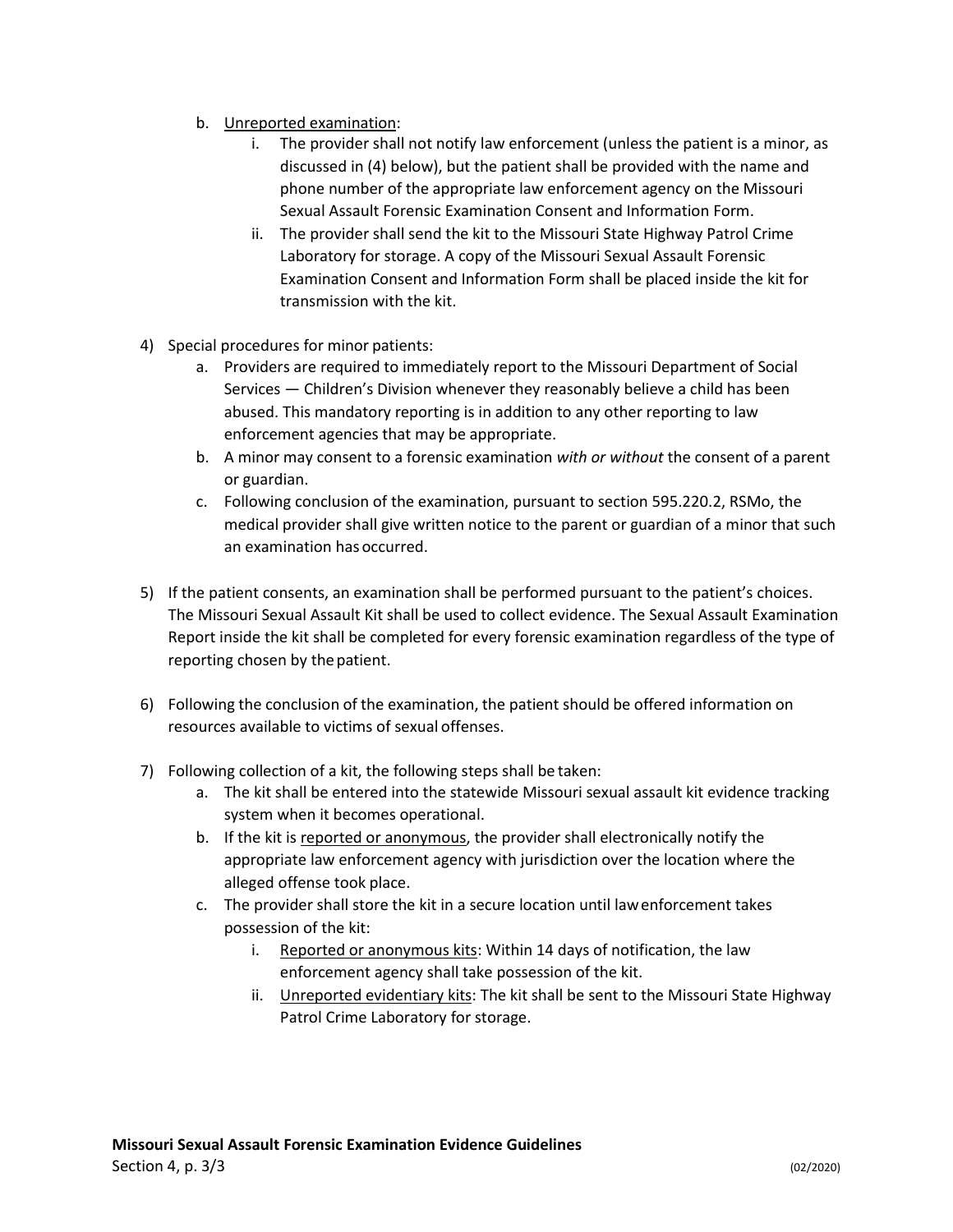b. Unreported examination:
   i. The provider shall not notify law enforcement (unless the patient is a minor, as discussed in (4) below), but the patient shall be provided with the name and phone number of the appropriate law enforcement agency on the Missouri Sexual Assault Forensic Examination Consent and Information Form.
   ii. The provider shall send the kit to the Missouri State Highway Patrol Crime Laboratory for storage. A copy of the Missouri Sexual Assault Forensic Examination Consent and Information Form shall be placed inside the kit for transmission with the kit.

4) Special procedures for minor patients:
   a. Providers are required to immediately report to the Missouri Department of Social Services — Children's Division whenever they reasonably believe a child has been abused. This mandatory reporting is in addition to any other reporting to law enforcement agencies that may be appropriate.
   b. A minor may consent to a forensic examination *with or without* the consent of a parent or guardian.
   c. Following conclusion of the examination, pursuant to section 595.220.2, RSMo, the medical provider shall give written notice to the parent or guardian of a minor that such an examination has occurred.

5) If the patient consents, an examination shall be performed pursuant to the patient's choices. The Missouri Sexual Assault Kit shall be used to collect evidence. The Sexual Assault Examination Report inside the kit shall be completed for every forensic examination regardless of the type of reporting chosen by the patient.

6) Following the conclusion of the examination, the patient should be offered information on resources available to victims of sexual offenses.

7) Following collection of a kit, the following steps shall be taken:
   a. The kit shall be entered into the statewide Missouri sexual assault kit evidence tracking system when it becomes operational.
   b. If the kit is reported or anonymous, the provider shall electronically notify the appropriate law enforcement agency with jurisdiction over the location where the alleged offense took place.
   c. The provider shall store the kit in a secure location until law enforcement takes possession of the kit:
      i. Reported or anonymous kits: Within 14 days of notification, the law enforcement agency shall take possession of the kit.
      ii. Unreported evidentiary kits: The kit shall be sent to the Missouri State Highway Patrol Crime Laboratory for storage.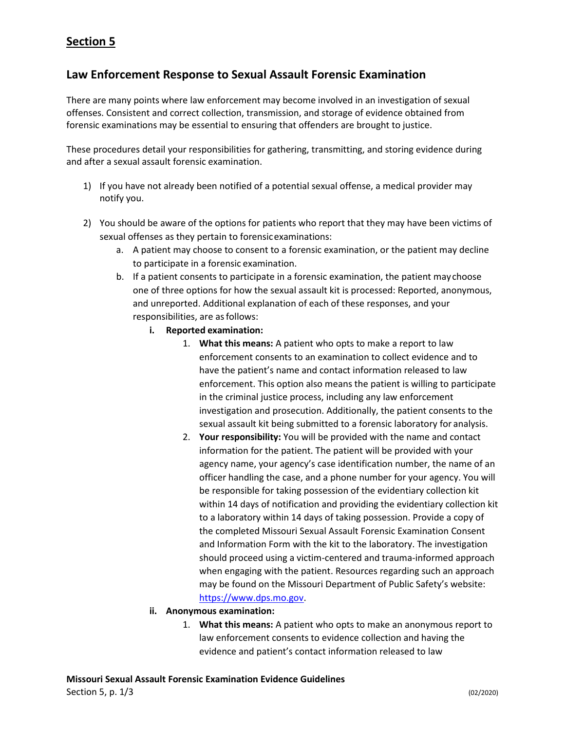## Section 5

## Law Enforcement Response to Sexual Assault Forensic Examination

There are many points where law enforcement may become involved in an investigation of sexual offenses. Consistent and correct collection, transmission, and storage of evidence obtained from forensic examinations may be essential to ensuring that offenders are brought to justice.

These procedures detail your responsibilities for gathering, transmitting, and storing evidence during and after a sexual assault forensic examination.

1) If you have not already been notified of a potential sexual offense, a medical provider may notify you.

2) You should be aware of the options for patients who report that they may have been victims of sexual offenses as they pertain to forensic examinations:
    a. A patient may choose to consent to a forensic examination, or the patient may decline to participate in a forensic examination.
    b. If a patient consents to participate in a forensic examination, the patient may choose one of three options for how the sexual assault kit is processed: Reported, anonymous, and unreported. Additional explanation of each of these responses, and your responsibilities, are as follows:
        i. **Reported examination:**
            1. **What this means:** A patient who opts to make a report to law enforcement consents to an examination to collect evidence and to have the patient's name and contact information released to law enforcement. This option also means the patient is willing to participate in the criminal justice process, including any law enforcement investigation and prosecution. Additionally, the patient consents to the sexual assault kit being submitted to a forensic laboratory for analysis.
            2. **Your responsibility:** You will be provided with the name and contact information for the patient. The patient will be provided with your agency name, your agency's case identification number, the name of an officer handling the case, and a phone number for your agency. You will be responsible for taking possession of the evidentiary collection kit within 14 days of notification and providing the evidentiary collection kit to a laboratory within 14 days of taking possession. Provide a copy of the completed Missouri Sexual Assault Forensic Examination Consent and Information Form with the kit to the laboratory. The investigation should proceed using a victim-centered and trauma-informed approach when engaging with the patient. Resources regarding such an approach may be found on the Missouri Department of Public Safety's website: [https://www.dps.mo.gov](https://www.dps.mo.gov).
        ii. **Anonymous examination:**
            1. **What this means:** A patient who opts to make an anonymous report to law enforcement consents to evidence collection and having the evidence and patient's contact information released to law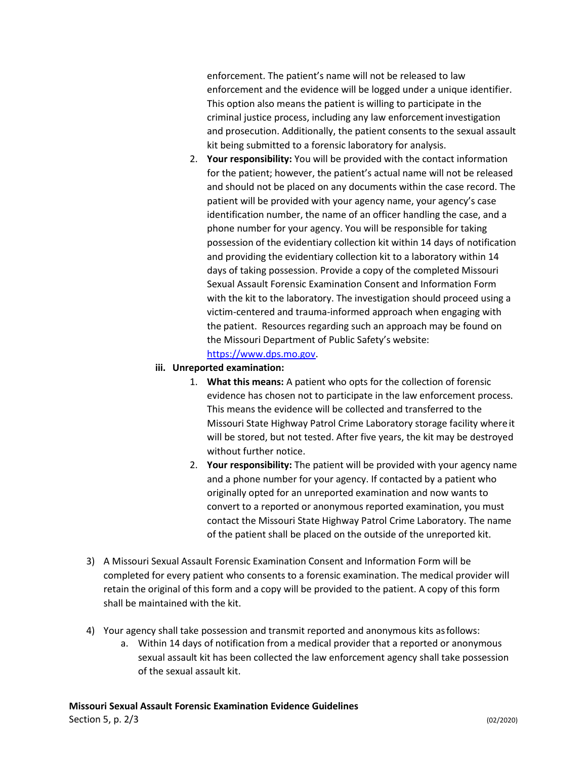enforcement. The patient's name will not be released to law enforcement and the evidence will be logged under a unique identifier. This option also means the patient is willing to participate in the criminal justice process, including any law enforcement investigation and prosecution. Additionally, the patient consents to the sexual assault kit being submitted to a forensic laboratory for analysis.

2. **Your responsibility:** You will be provided with the contact information for the patient; however, the patient's actual name will not be released and should not be placed on any documents within the case record. The patient will be provided with your agency name, your agency's case identification number, the name of an officer handling the case, and a phone number for your agency. You will be responsible for taking possession of the evidentiary collection kit within 14 days of notification and providing the evidentiary collection kit to a laboratory within 14 days of taking possession. Provide a copy of the completed Missouri Sexual Assault Forensic Examination Consent and Information Form with the kit to the laboratory. The investigation should proceed using a victim-centered and trauma-informed approach when engaging with the patient. Resources regarding such an approach may be found on the Missouri Department of Public Safety's website: https://www.dps.mo.gov.

**iii. Unreported examination:**

1. **What this means:** A patient who opts for the collection of forensic evidence has chosen not to participate in the law enforcement process. This means the evidence will be collected and transferred to the Missouri State Highway Patrol Crime Laboratory storage facility where it will be stored, but not tested. After five years, the kit may be destroyed without further notice.
2. **Your responsibility:** The patient will be provided with your agency name and a phone number for your agency. If contacted by a patient who originally opted for an unreported examination and now wants to convert to a reported or anonymous reported examination, you must contact the Missouri State Highway Patrol Crime Laboratory. The name of the patient shall be placed on the outside of the unreported kit.

3) A Missouri Sexual Assault Forensic Examination Consent and Information Form will be completed for every patient who consents to a forensic examination. The medical provider will retain the original of this form and a copy will be provided to the patient. A copy of this form shall be maintained with the kit.

4) Your agency shall take possession and transmit reported and anonymous kits as follows:
   a. Within 14 days of notification from a medical provider that a reported or anonymous sexual assault kit has been collected the law enforcement agency shall take possession of the sexual assault kit.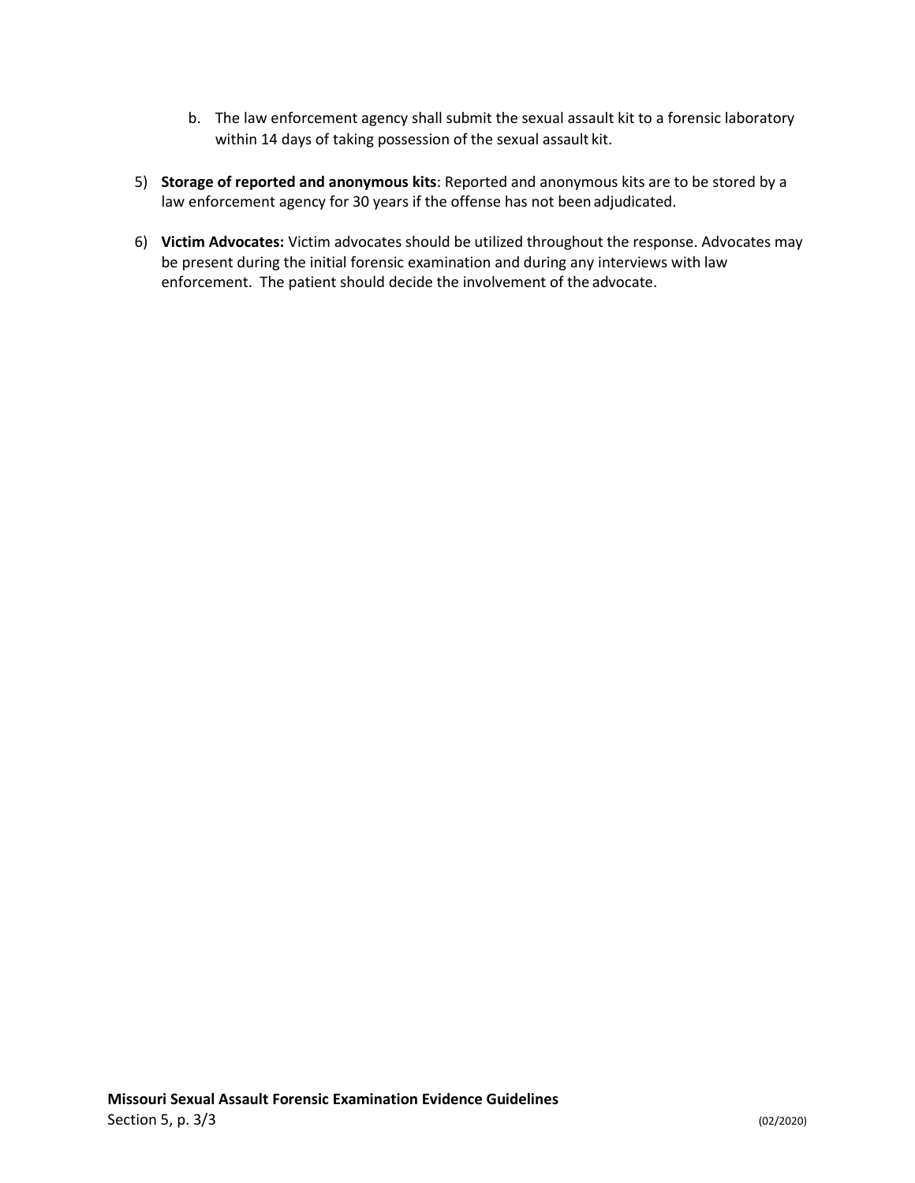b. The law enforcement agency shall submit the sexual assault kit to a forensic laboratory within 14 days of taking possession of the sexual assault kit.

5) **Storage of reported and anonymous kits**: Reported and anonymous kits are to be stored by a law enforcement agency for 30 years if the offense has not been adjudicated.

6) **Victim Advocates:** Victim advocates should be utilized throughout the response. Advocates may be present during the initial forensic examination and during any interviews with law enforcement. The patient should decide the involvement of the advocate.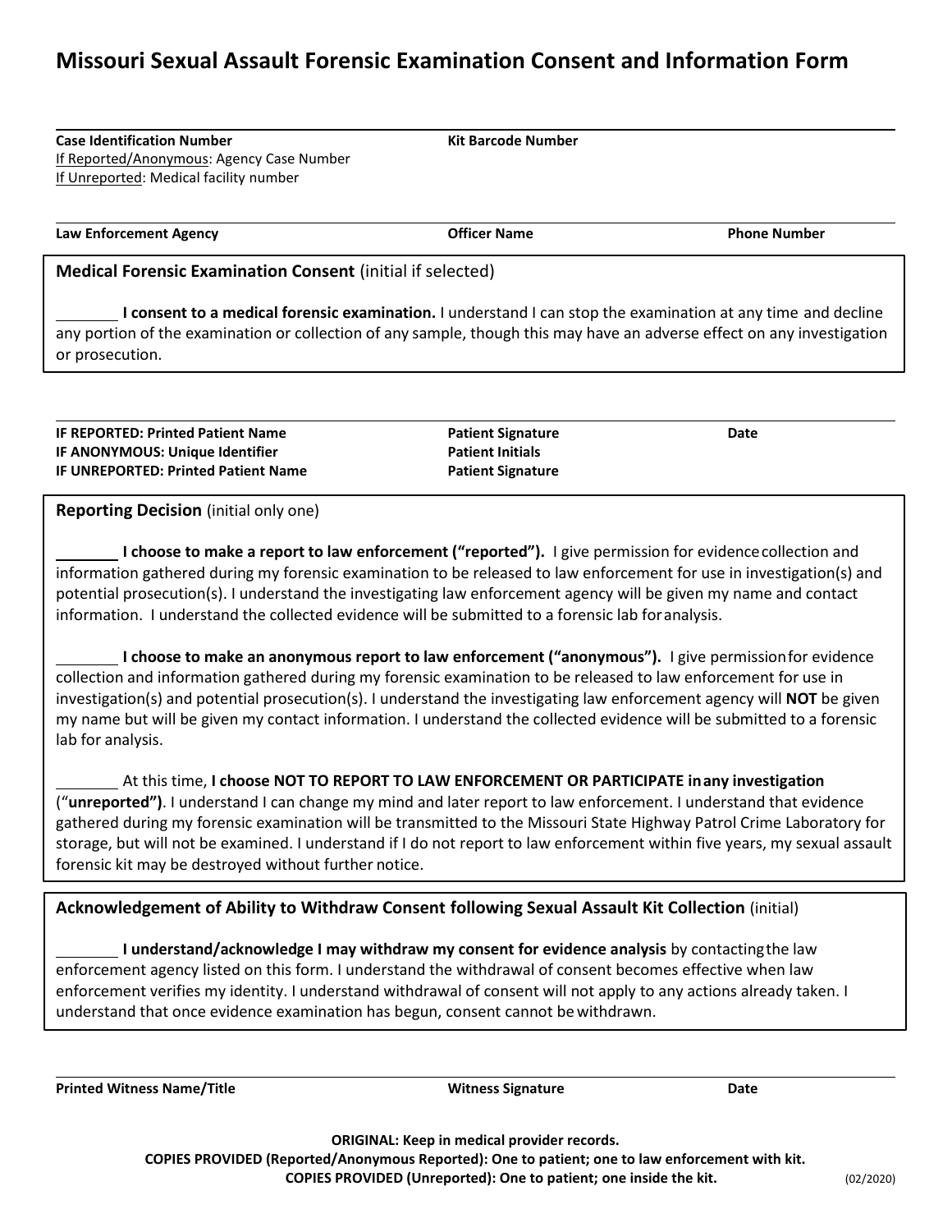# Missouri Sexual Assault Forensic Examination Consent and Information Form

| **Case Identification Number**<br>If Reported/Anonymous: Agency Case Number<br>If Unreported: Medical facility number | **Kit Barcode Number** | |
|---|---|---|

| **Law Enforcement Agency** | **Officer Name** | **Phone Number** |
|---|---|---|

**Medical Forensic Examination Consent** (initial if selected)

_______ **I consent to a medical forensic examination.** I understand I can stop the examination at any time and decline any portion of the examination or collection of any sample, though this may have an adverse effect on any investigation or prosecution.

| **IF REPORTED: Printed Patient Name**<br>**IF ANONYMOUS: Unique Identifier**<br>**IF UNREPORTED: Printed Patient Name** | **Patient Signature**<br>**Patient Initials**<br>**Patient Signature** | **Date** |
|---|---|---|

**Reporting Decision** (initial only one)

_______ **I choose to make a report to law enforcement ("reported").** I give permission for evidence collection and information gathered during my forensic examination to be released to law enforcement for use in investigation(s) and potential prosecution(s). I understand the investigating law enforcement agency will be given my name and contact information. I understand the collected evidence will be submitted to a forensic lab for analysis.

_______ **I choose to make an anonymous report to law enforcement ("anonymous").** I give permission for evidence collection and information gathered during my forensic examination to be released to law enforcement for use in investigation(s) and potential prosecution(s). I understand the investigating law enforcement agency will **NOT** be given my name but will be given my contact information. I understand the collected evidence will be submitted to a forensic lab for analysis.

_______ At this time, **I choose NOT TO REPORT TO LAW ENFORCEMENT OR PARTICIPATE in any investigation** ("**unreported")**. I understand I can change my mind and later report to law enforcement. I understand that evidence gathered during my forensic examination will be transmitted to the Missouri State Highway Patrol Crime Laboratory for storage, but will not be examined. I understand if I do not report to law enforcement within five years, my sexual assault forensic kit may be destroyed without further notice.

**Acknowledgement of Ability to Withdraw Consent following Sexual Assault Kit Collection** (initial)

_______ **I understand/acknowledge I may withdraw my consent for evidence analysis** by contacting the law enforcement agency listed on this form. I understand the withdrawal of consent becomes effective when law enforcement verifies my identity. I understand withdrawal of consent will not apply to any actions already taken. I understand that once evidence examination has begun, consent cannot be withdrawn.

| **Printed Witness Name/Title** | **Witness Signature** | **Date** |
|---|---|---|

**ORIGINAL: Keep in medical provider records.**
**COPIES PROVIDED (Reported/Anonymous Reported): One to patient; one to law enforcement with kit.**
**COPIES PROVIDED (Unreported): One to patient; one inside the kit.**

(02/2020)